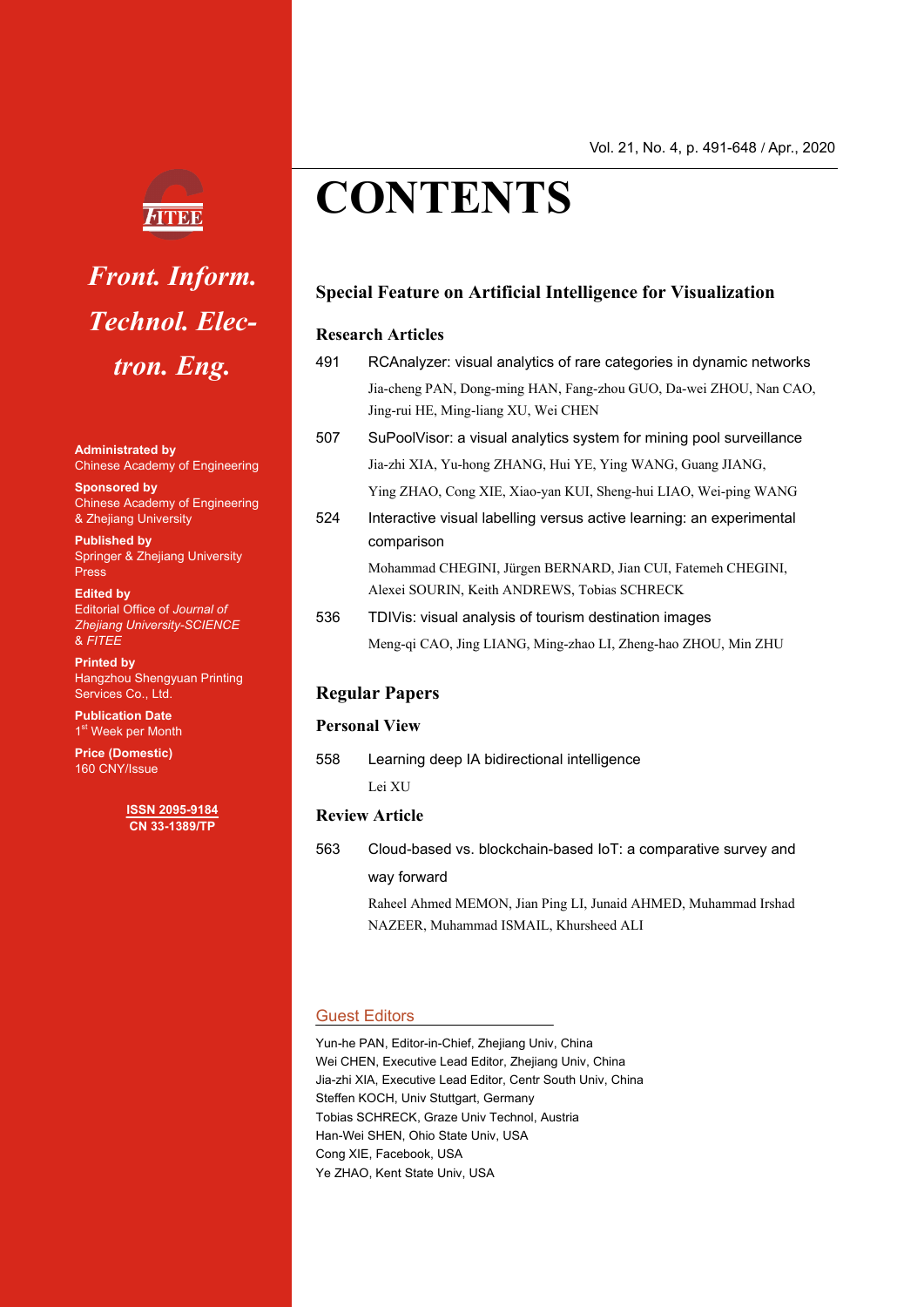*Front. Inform. Technol. Electron. Eng.*

**Administrated by**
Chinese Academy of Engineering

**Sponsored by**
Chinese Academy of Engineering & Zhejiang University

**Published by**
Springer & Zhejiang University Press

**Edited by**
Editorial Office of *Journal of Zhejiang University-SCIENCE* & *FITEE*

**Printed by**
Hangzhou Shengyuan Printing Services Co., Ltd.

**Publication Date**
1st Week per Month

**Price (Domestic)**
160 CNY/Issue

**ISSN 2095-9184**
**CN 33-1389/TP**

Vol. 21, No. 4, p. 491-648 / Apr., 2020

# CONTENTS

## Special Feature on Artificial Intelligence for Visualization

### Research Articles

491 RCAnalyzer: visual analytics of rare categories in dynamic networks
Jia-cheng PAN, Dong-ming HAN, Fang-zhou GUO, Da-wei ZHOU, Nan CAO, Jing-rui HE, Ming-liang XU, Wei CHEN

507 SuPoolVisor: a visual analytics system for mining pool surveillance
Jia-zhi XIA, Yu-hong ZHANG, Hui YE, Ying WANG, Guang JIANG, Ying ZHAO, Cong XIE, Xiao-yan KUI, Sheng-hui LIAO, Wei-ping WANG

524 Interactive visual labelling versus active learning: an experimental comparison
Mohammad CHEGINI, Jürgen BERNARD, Jian CUI, Fatemeh CHEGINI, Alexei SOURIN, Keith ANDREWS, Tobias SCHRECK

536 TDIVis: visual analysis of tourism destination images
Meng-qi CAO, Jing LIANG, Ming-zhao LI, Zheng-hao ZHOU, Min ZHU

## Regular Papers

### Personal View

558 Learning deep IA bidirectional intelligence
Lei XU

### Review Article

563 Cloud-based vs. blockchain-based IoT: a comparative survey and way forward
Raheel Ahmed MEMON, Jian Ping LI, Junaid AHMED, Muhammad Irshad NAZEER, Muhammad ISMAIL, Khursheed ALI

### Guest Editors

Yun-he PAN, Editor-in-Chief, Zhejiang Univ, China
Wei CHEN, Executive Lead Editor, Zhejiang Univ, China
Jia-zhi XIA, Executive Lead Editor, Centr South Univ, China
Steffen KOCH, Univ Stuttgart, Germany
Tobias SCHRECK, Graze Univ Technol, Austria
Han-Wei SHEN, Ohio State Univ, USA
Cong XIE, Facebook, USA
Ye ZHAO, Kent State Univ, USA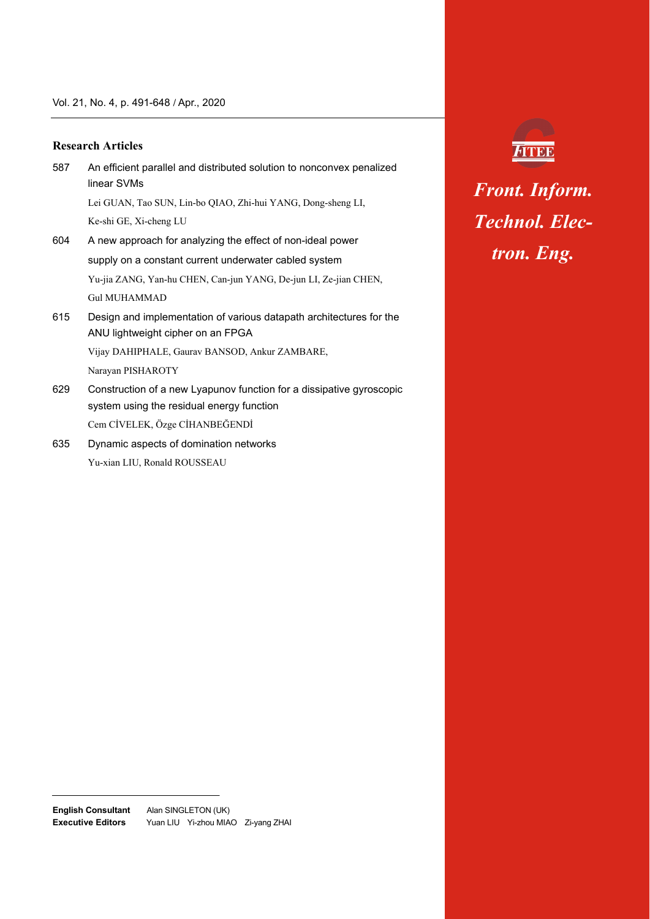## Research Articles

587 An efficient parallel and distributed solution to nonconvex penalized linear SVMs

Lei GUAN, Tao SUN, Lin-bo QIAO, Zhi-hui YANG, Dong-sheng LI, Ke-shi GE, Xi-cheng LU

604 A new approach for analyzing the effect of non-ideal power supply on a constant current underwater cabled system

Yu-jia ZANG, Yan-hu CHEN, Can-jun YANG, De-jun LI, Ze-jian CHEN, Gul MUHAMMAD

615 Design and implementation of various datapath architectures for the ANU lightweight cipher on an FPGA

Vijay DAHIPHALE, Gaurav BANSOD, Ankur ZAMBARE, Narayan PISHAROTY

629 Construction of a new Lyapunov function for a dissipative gyroscopic system using the residual energy function

Cem CİVELEK, Özge CİHANBEĞENDİ

635 Dynamic aspects of domination networks

Yu-xian LIU, Ronald ROUSSEAU

---

**English Consultant** Alan SINGLETON (UK)

**Executive Editors** Yuan LIU Yi-zhou MIAO Zi-yang ZHAI

FITEE

***Front. Inform. Technol. Electron. Eng.***